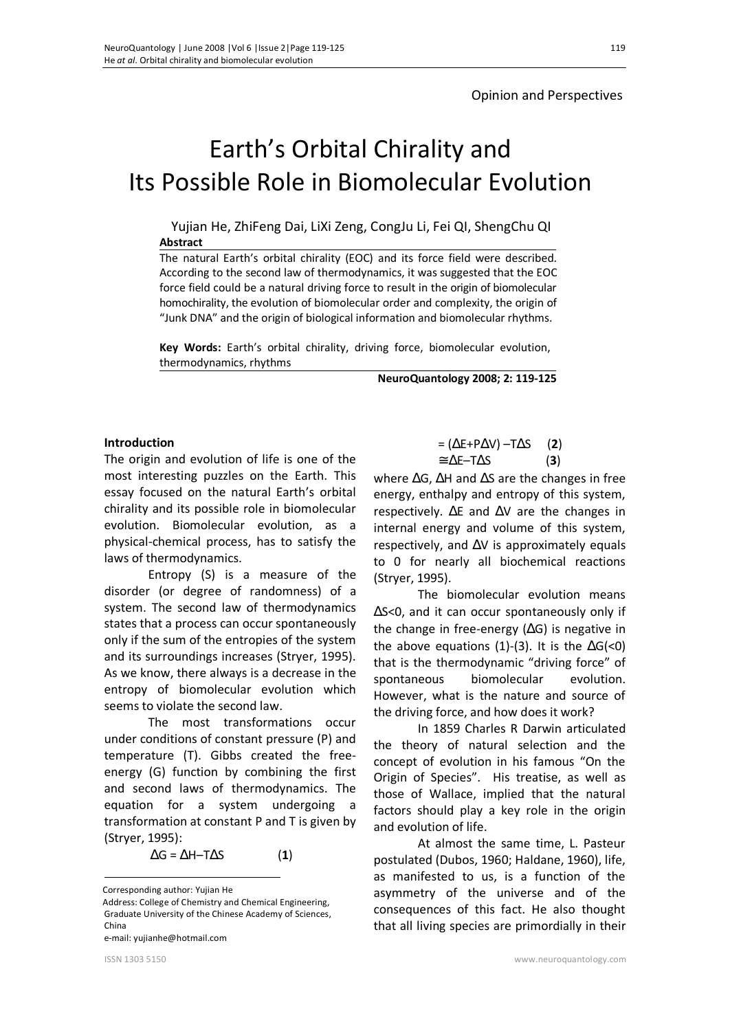Opinion and Perspectives

# Earth's Orbital Chirality and Its Possible Role in Biomolecular Evolution

Yujian He, ZhiFeng Dai, LiXi Zeng, CongJu Li, Fei QI, ShengChu QI

**Abstract**

The natural Earth's orbital chirality (EOC) and its force field were described. According to the second law of thermodynamics, it was suggested that the EOC force field could be a natural driving force to result in the origin of biomolecular homochirality, the evolution of biomolecular order and complexity, the origin of "Junk DNA" and the origin of biological information and biomolecular rhythms.

**Key Words:** Earth's orbital chirality, driving force, biomolecular evolution, thermodynamics, rhythms

**NeuroQuantology 2008; 2: 119-125**

## Introduction

The origin and evolution of life is one of the most interesting puzzles on the Earth. This essay focused on the natural Earth's orbital chirality and its possible role in biomolecular evolution. Biomolecular evolution, as a physical-chemical process, has to satisfy the laws of thermodynamics.

Entropy (S) is a measure of the disorder (or degree of randomness) of a system. The second law of thermodynamics states that a process can occur spontaneously only if the sum of the entropies of the system and its surroundings increases (Stryer, 1995). As we know, there always is a decrease in the entropy of biomolecular evolution which seems to violate the second law.

The most transformations occur under conditions of constant pressure (P) and temperature (T). Gibbs created the free-energy (G) function by combining the first and second laws of thermodynamics. The equation for a system undergoing a transformation at constant P and T is given by (Stryer, 1995):

$$\Delta G = \Delta H - T\Delta S \qquad (\mathbf{1})$$

$$= (\Delta E + P\Delta V) - T\Delta S \qquad (\mathbf{2})$$

$$\cong \Delta E - T\Delta S \qquad (\mathbf{3})$$

where $\Delta G$, $\Delta H$ and $\Delta S$ are the changes in free energy, enthalpy and entropy of this system, respectively. $\Delta E$ and $\Delta V$ are the changes in internal energy and volume of this system, respectively, and $\Delta V$ is approximately equals to 0 for nearly all biochemical reactions (Stryer, 1995).

The biomolecular evolution means $\Delta S<0$, and it can occur spontaneously only if the change in free-energy ($\Delta G$) is negative in the above equations (1)-(3). It is the $\Delta G(<0)$ that is the thermodynamic "driving force" of spontaneous biomolecular evolution. However, what is the nature and source of the driving force, and how does it work?

In 1859 Charles R Darwin articulated the theory of natural selection and the concept of evolution in his famous "On the Origin of Species". His treatise, as well as those of Wallace, implied that the natural factors should play a key role in the origin and evolution of life.

At almost the same time, L. Pasteur postulated (Dubos, 1960; Haldane, 1960), life, as manifested to us, is a function of the asymmetry of the universe and of the consequences of this fact. He also thought that all living species are primordially in their

Corresponding author: Yujian He

Address: College of Chemistry and Chemical Engineering, Graduate University of the Chinese Academy of Sciences, China

e-mail: yujianhe@hotmail.com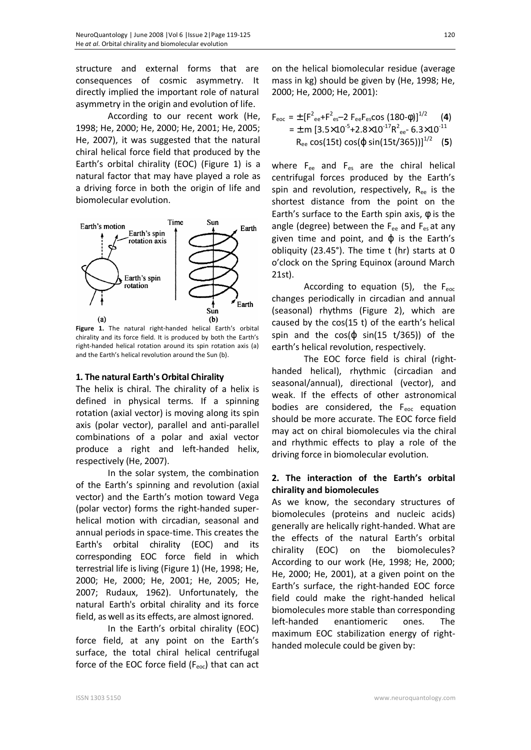structure and external forms that are consequences of cosmic asymmetry. It directly implied the important role of natural asymmetry in the origin and evolution of life.

According to our recent work (He, 1998; He, 2000; He, 2000; He, 2001; He, 2005; He, 2007), it was suggested that the natural chiral helical force field that produced by the Earth's orbital chirality (EOC) (Figure 1) is a natural factor that may have played a role as a driving force in both the origin of life and biomolecular evolution.

**Figure 1.** The natural right-handed helical Earth's orbital chirality and its force field. It is produced by both the Earth's right-handed helical rotation around its spin rotation axis (a) and the Earth's helical revolution around the Sun (b).

## 1. The natural Earth's Orbital Chirality

The helix is chiral. The chirality of a helix is defined in physical terms. If a spinning rotation (axial vector) is moving along its spin axis (polar vector), parallel and anti-parallel combinations of a polar and axial vector produce a right and left-handed helix, respectively (He, 2007).

In the solar system, the combination of the Earth's spinning and revolution (axial vector) and the Earth's motion toward Vega (polar vector) forms the right-handed super-helical motion with circadian, seasonal and annual periods in space-time. This creates the Earth's orbital chirality (EOC) and its corresponding EOC force field in which terrestrial life is living (Figure 1) (He, 1998; He, 2000; He, 2000; He, 2001; He, 2005; He, 2007; Rudaux, 1962). Unfortunately, the natural Earth's orbital chirality and its force field, as well as its effects, are almost ignored.

In the Earth's orbital chirality (EOC) force field, at any point on the Earth's surface, the total chiral helical centrifugal force of the EOC force field ($F_{eoc}$) that can act on the helical biomolecular residue (average mass in kg) should be given by (He, 1998; He, 2000; He, 2000; He, 2001):

$$F_{eoc} = \pm [F^2_{ee} + F^2_{es} - 2\, F_{ee} F_{es} \cos(180 - \phi)]^{1/2} \quad \textbf{(4)}$$

$$= \pm\, m\, [3.5\times10^{-5} + 2.8\times10^{-17} R^2_{ee} - 6.3\times10^{-11} R_{ee} \cos(15t)\cos(\varphi \sin(15t/365))]^{1/2} \quad \textbf{(5)}$$

where $F_{ee}$ and $F_{es}$ are the chiral helical centrifugal forces produced by the Earth's spin and revolution, respectively, $R_{ee}$ is the shortest distance from the point on the Earth's surface to the Earth spin axis, $\phi$ is the angle (degree) between the $F_{ee}$ and $F_{es}$ at any given time and point, and $\varphi$ is the Earth's obliquity (23.45°). The time t (hr) starts at 0 o'clock on the Spring Equinox (around March 21st).

According to equation (5), the $F_{eoc}$ changes periodically in circadian and annual (seasonal) rhythms (Figure 2), which are caused by the cos(15 t) of the earth's helical spin and the cos($\varphi$ sin(15 t/365)) of the earth's helical revolution, respectively.

The EOC force field is chiral (right-handed helical), rhythmic (circadian and seasonal/annual), directional (vector), and weak. If the effects of other astronomical bodies are considered, the $F_{eoc}$ equation should be more accurate. The EOC force field may act on chiral biomolecules via the chiral and rhythmic effects to play a role of the driving force in biomolecular evolution.

## 2. The interaction of the Earth's orbital chirality and biomolecules

As we know, the secondary structures of biomolecules (proteins and nucleic acids) generally are helically right-handed. What are the effects of the natural Earth's orbital chirality (EOC) on the biomolecules? According to our work (He, 1998; He, 2000; He, 2000; He, 2001), at a given point on the Earth's surface, the right-handed EOC force field could make the right-handed helical biomolecules more stable than corresponding left-handed enantiomeric ones. The maximum EOC stabilization energy of right-handed molecule could be given by: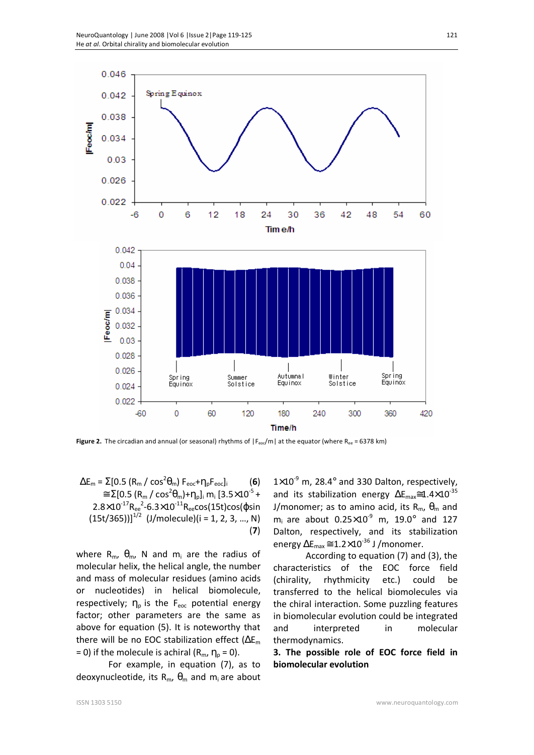Figure 2. The circadian and annual (or seasonal) rhythms of $|F_{eoc}/m|$ at the equator (where $R_{ee}$ = 6378 km)

$$\Delta E_m = \Sigma[0.5\,(R_m / \cos^2\theta_m)\,F_{eoc}+\eta_p F_{eoc}]_i \qquad (6)$$

$$\cong\Sigma[0.5\,(R_m / \cos^2\theta_m)+\eta_p]_i\, m_i\, [3.5\times10^{-5} + 2.8\times10^{-17}R_{ee}^{2} - 6.3\times10^{-11}R_{ee}\cos(15t)\cos(\phi \sin(15t/365))]^{1/2} \text{ (J/molecule)} (i = 1, 2, 3, \ldots, N) \qquad (7)$$

where $R_m$, $\theta_m$, N and $m_i$ are the radius of molecular helix, the helical angle, the number and mass of molecular residues (amino acids or nucleotides) in helical biomolecule, respectively; $\eta_p$ is the $F_{eoc}$ potential energy factor; other parameters are the same as above for equation (5). It is noteworthy that there will be no EOC stabilization effect ($\Delta E_m$ = 0) if the molecule is achiral ($R_m$, $\eta_p$ = 0).

For example, in equation (7), as to deoxynucleotide, its $R_m$, $\theta_m$ and $m_i$ are about $1\times10^{-9}$ m, 28.4° and 330 Dalton, respectively, and its stabilization energy $\Delta E_{max}\cong1.4\times10^{-35}$ J/monomer; as to amino acid, its $R_m$, $\theta_m$ and $m_i$ are about $0.25\times10^{-9}$ m, 19.0° and 127 Dalton, respectively, and its stabilization energy $\Delta E_{max}\cong1.2\times10^{-36}$ J /monomer.

According to equation (7) and (3), the characteristics of the EOC force field (chirality, rhythmicity etc.) could be transferred to the helical biomolecules via the chiral interaction. Some puzzling features in biomolecular evolution could be integrated and interpreted in molecular thermodynamics.

## 3. The possible role of EOC force field in biomolecular evolution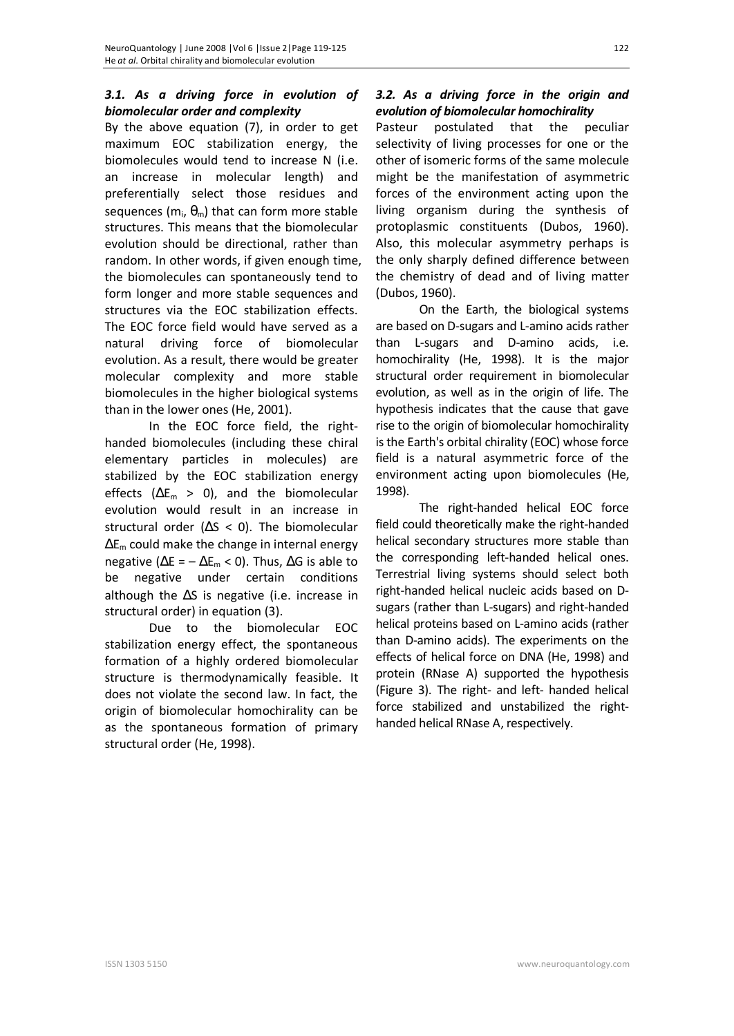### *3.1. As a driving force in evolution of biomolecular order and complexity*

By the above equation (7), in order to get maximum EOC stabilization energy, the biomolecules would tend to increase N (i.e. an increase in molecular length) and preferentially select those residues and sequences ($m_i$, $\theta_m$) that can form more stable structures. This means that the biomolecular evolution should be directional, rather than random. In other words, if given enough time, the biomolecules can spontaneously tend to form longer and more stable sequences and structures via the EOC stabilization effects. The EOC force field would have served as a natural driving force of biomolecular evolution. As a result, there would be greater molecular complexity and more stable biomolecules in the higher biological systems than in the lower ones (He, 2001).

In the EOC force field, the right-handed biomolecules (including these chiral elementary particles in molecules) are stabilized by the EOC stabilization energy effects ($\Delta E_m > 0$), and the biomolecular evolution would result in an increase in structural order ($\Delta S < 0$). The biomolecular $\Delta E_m$ could make the change in internal energy negative ($\Delta E = -\Delta E_m < 0$). Thus, $\Delta G$ is able to be negative under certain conditions although the $\Delta S$ is negative (i.e. increase in structural order) in equation (3).

Due to the biomolecular EOC stabilization energy effect, the spontaneous formation of a highly ordered biomolecular structure is thermodynamically feasible. It does not violate the second law. In fact, the origin of biomolecular homochirality can be as the spontaneous formation of primary structural order (He, 1998).

### *3.2. As a driving force in the origin and evolution of biomolecular homochirality*

Pasteur postulated that the peculiar selectivity of living processes for one or the other of isomeric forms of the same molecule might be the manifestation of asymmetric forces of the environment acting upon the living organism during the synthesis of protoplasmic constituents (Dubos, 1960). Also, this molecular asymmetry perhaps is the only sharply defined difference between the chemistry of dead and of living matter (Dubos, 1960).

On the Earth, the biological systems are based on D-sugars and L-amino acids rather than L-sugars and D-amino acids, i.e. homochirality (He, 1998). It is the major structural order requirement in biomolecular evolution, as well as in the origin of life. The hypothesis indicates that the cause that gave rise to the origin of biomolecular homochirality is the Earth's orbital chirality (EOC) whose force field is a natural asymmetric force of the environment acting upon biomolecules (He, 1998).

The right-handed helical EOC force field could theoretically make the right-handed helical secondary structures more stable than the corresponding left-handed helical ones. Terrestrial living systems should select both right-handed helical nucleic acids based on D-sugars (rather than L-sugars) and right-handed helical proteins based on L-amino acids (rather than D-amino acids). The experiments on the effects of helical force on DNA (He, 1998) and protein (RNase A) supported the hypothesis (Figure 3). The right- and left- handed helical force stabilized and unstabilized the right-handed helical RNase A, respectively.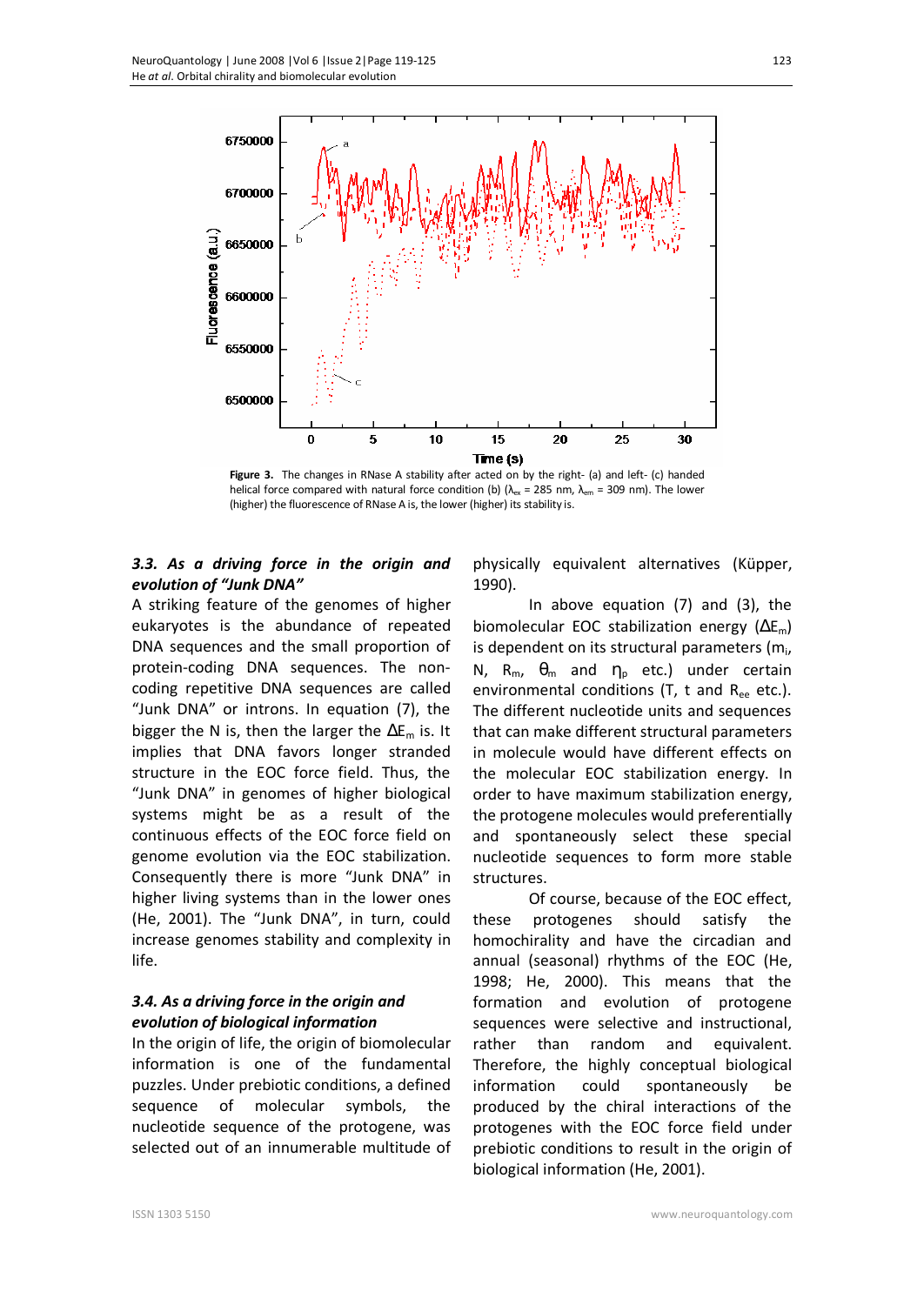**Figure 3.** The changes in RNase A stability after acted on by the right- (a) and left- (c) handed helical force compared with natural force condition (b) ($\lambda_{ex}$ = 285 nm, $\lambda_{em}$ = 309 nm). The lower (higher) the fluorescence of RNase A is, the lower (higher) its stability is.

### *3.3. As a driving force in the origin and evolution of "Junk DNA"*

A striking feature of the genomes of higher eukaryotes is the abundance of repeated DNA sequences and the small proportion of protein-coding DNA sequences. The non-coding repetitive DNA sequences are called "Junk DNA" or introns. In equation (7), the bigger the N is, then the larger the $\Delta E_m$ is. It implies that DNA favors longer stranded structure in the EOC force field. Thus, the "Junk DNA" in genomes of higher biological systems might be as a result of the continuous effects of the EOC force field on genome evolution via the EOC stabilization. Consequently there is more "Junk DNA" in higher living systems than in the lower ones (He, 2001). The "Junk DNA", in turn, could increase genomes stability and complexity in life.

### *3.4. As a driving force in the origin and evolution of biological information*

In the origin of life, the origin of biomolecular information is one of the fundamental puzzles. Under prebiotic conditions, a defined sequence of molecular symbols, the nucleotide sequence of the protogene, was selected out of an innumerable multitude of physically equivalent alternatives (Küpper, 1990).

In above equation (7) and (3), the biomolecular EOC stabilization energy ($\Delta E_m$) is dependent on its structural parameters ($m_i$, N, $R_m$, $\theta_m$ and $\eta_p$ etc.) under certain environmental conditions (T, t and $R_{ee}$ etc.). The different nucleotide units and sequences that can make different structural parameters in molecule would have different effects on the molecular EOC stabilization energy. In order to have maximum stabilization energy, the protogene molecules would preferentially and spontaneously select these special nucleotide sequences to form more stable structures.

Of course, because of the EOC effect, these protogenes should satisfy the homochirality and have the circadian and annual (seasonal) rhythms of the EOC (He, 1998; He, 2000). This means that the formation and evolution of protogene sequences were selective and instructional, rather than random and equivalent. Therefore, the highly conceptual biological information could spontaneously be produced by the chiral interactions of the protogenes with the EOC force field under prebiotic conditions to result in the origin of biological information (He, 2001).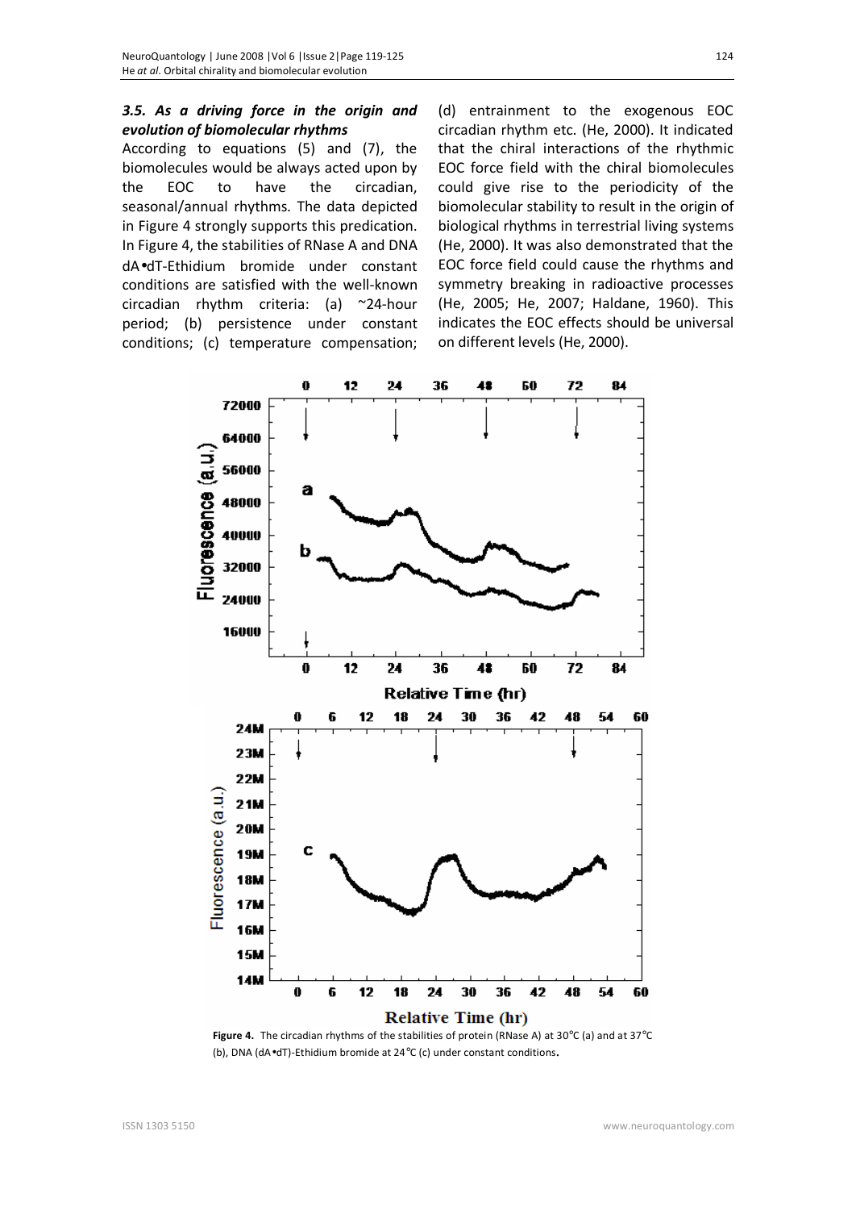### *3.5. As a driving force in the origin and evolution of biomolecular rhythms*

According to equations (5) and (7), the biomolecules would be always acted upon by the EOC to have the circadian, seasonal/annual rhythms. The data depicted in Figure 4 strongly supports this predication. In Figure 4, the stabilities of RNase A and DNA dA•dT-Ethidium bromide under constant conditions are satisfied with the well-known circadian rhythm criteria: (a) ~24-hour period; (b) persistence under constant conditions; (c) temperature compensation; (d) entrainment to the exogenous EOC circadian rhythm etc. (He, 2000). It indicated that the chiral interactions of the rhythmic EOC force field with the chiral biomolecules could give rise to the periodicity of the biomolecular stability to result in the origin of biological rhythms in terrestrial living systems (He, 2000). It was also demonstrated that the EOC force field could cause the rhythms and symmetry breaking in radioactive processes (He, 2005; He, 2007; Haldane, 1960). This indicates the EOC effects should be universal on different levels (He, 2000).

**Figure 4.** The circadian rhythms of the stabilities of protein (RNase A) at 30°C (a) and at 37°C (b), DNA (dA•dT)-Ethidium bromide at 24°C (c) under constant conditions.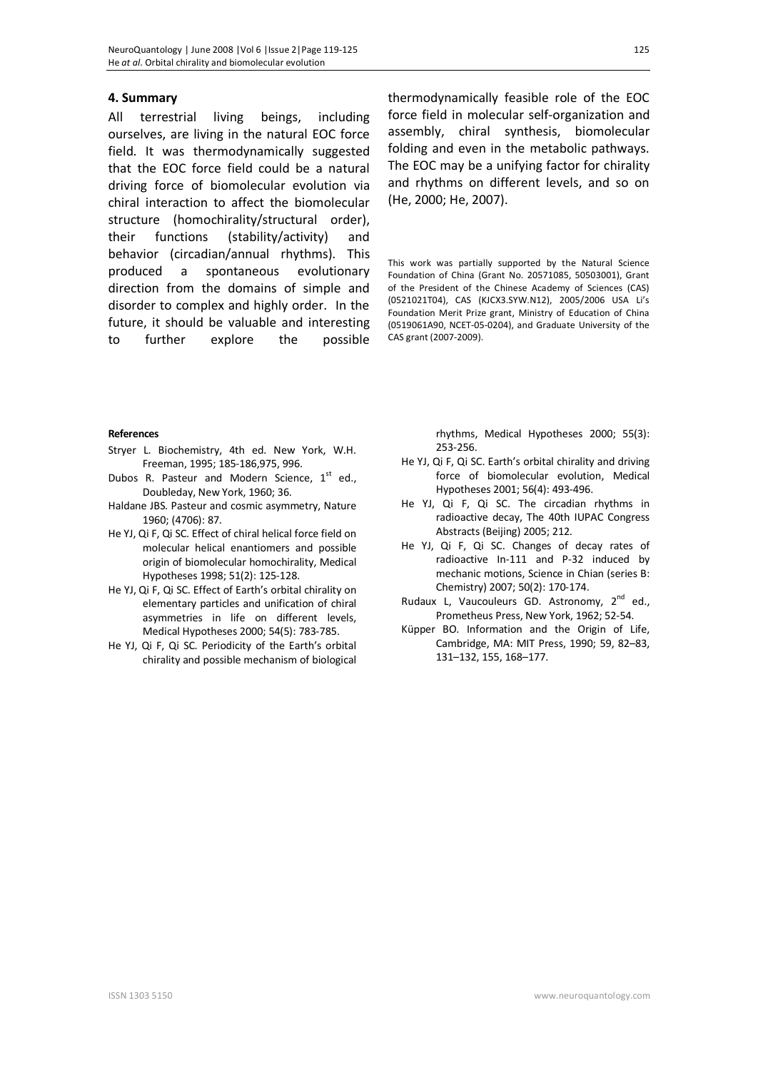## 4. Summary

All terrestrial living beings, including ourselves, are living in the natural EOC force field. It was thermodynamically suggested that the EOC force field could be a natural driving force of biomolecular evolution via chiral interaction to affect the biomolecular structure (homochirality/structural order), their functions (stability/activity) and behavior (circadian/annual rhythms). This produced a spontaneous evolutionary direction from the domains of simple and disorder to complex and highly order. In the future, it should be valuable and interesting to further explore the possible thermodynamically feasible role of the EOC force field in molecular self-organization and assembly, chiral synthesis, biomolecular folding and even in the metabolic pathways. The EOC may be a unifying factor for chirality and rhythms on different levels, and so on (He, 2000; He, 2007).

This work was partially supported by the Natural Science Foundation of China (Grant No. 20571085, 50503001), Grant of the President of the Chinese Academy of Sciences (CAS) (0521021T04), CAS (KJCX3.SYW.N12), 2005/2006 USA Li's Foundation Merit Prize grant, Ministry of Education of China (0519061A90, NCET-05-0204), and Graduate University of the CAS grant (2007-2009).

**References**

Stryer L. Biochemistry, 4th ed. New York, W.H. Freeman, 1995; 185-186,975, 996.

Dubos R. Pasteur and Modern Science, 1st ed., Doubleday, New York, 1960; 36.

Haldane JBS. Pasteur and cosmic asymmetry, Nature 1960; (4706): 87.

He YJ, Qi F, Qi SC. Effect of chiral helical force field on molecular helical enantiomers and possible origin of biomolecular homochirality, Medical Hypotheses 1998; 51(2): 125-128.

He YJ, Qi F, Qi SC. Effect of Earth's orbital chirality on elementary particles and unification of chiral asymmetries in life on different levels, Medical Hypotheses 2000; 54(5): 783-785.

He YJ, Qi F, Qi SC. Periodicity of the Earth's orbital chirality and possible mechanism of biological rhythms, Medical Hypotheses 2000; 55(3): 253-256.

He YJ, Qi F, Qi SC. Earth's orbital chirality and driving force of biomolecular evolution, Medical Hypotheses 2001; 56(4): 493-496.

He YJ, Qi F, Qi SC. The circadian rhythms in radioactive decay, The 40th IUPAC Congress Abstracts (Beijing) 2005; 212.

He YJ, Qi F, Qi SC. Changes of decay rates of radioactive In-111 and P-32 induced by mechanic motions, Science in Chian (series B: Chemistry) 2007; 50(2): 170-174.

Rudaux L, Vaucouleurs GD. Astronomy, 2nd ed., Prometheus Press, New York, 1962; 52-54.

Küpper BO. Information and the Origin of Life, Cambridge, MA: MIT Press, 1990; 59, 82–83, 131–132, 155, 168–177.